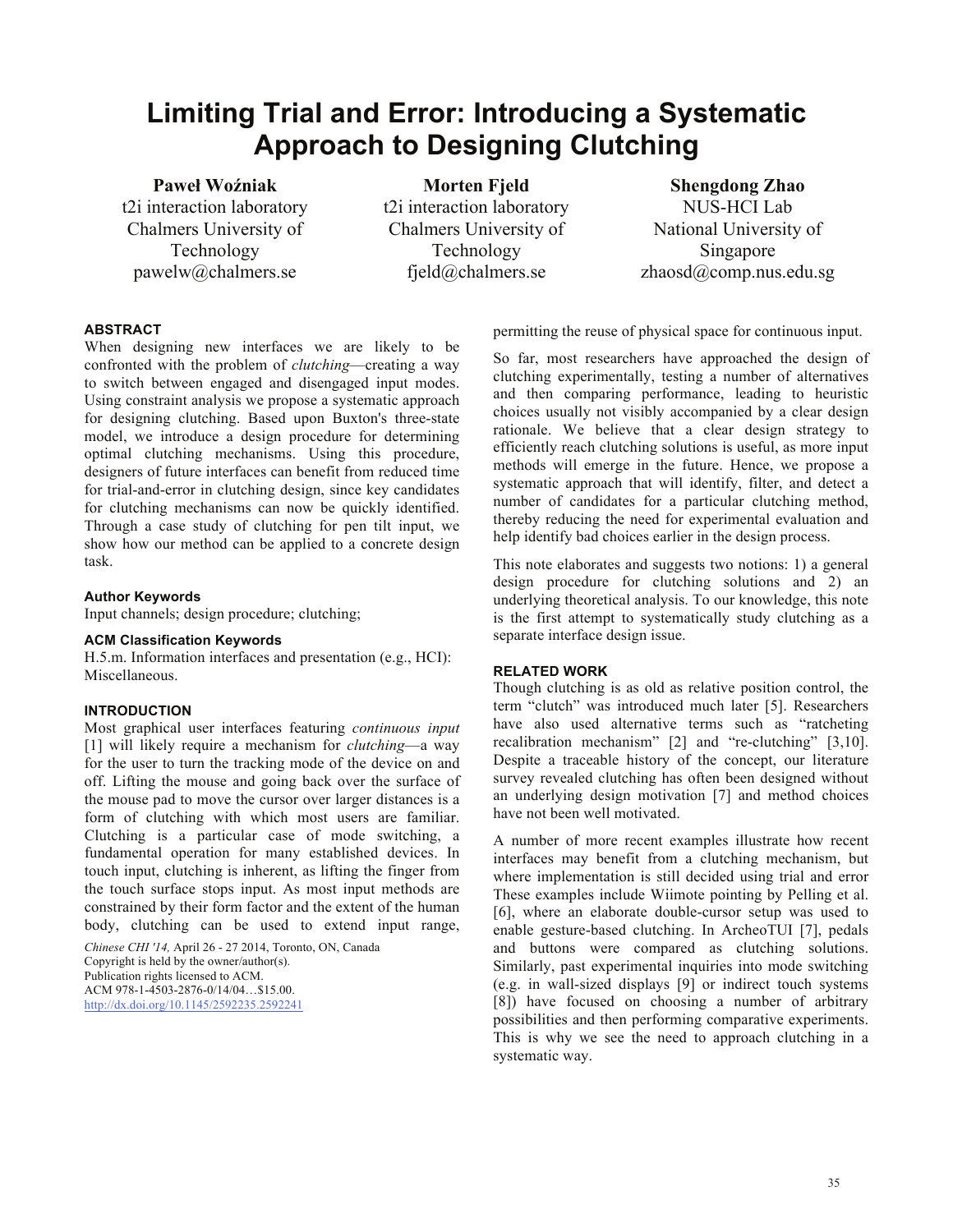# Limiting Trial and Error: Introducing a Systematic Approach to Designing Clutching

**Paweł Woźniak**
t2i interaction laboratory
Chalmers University of Technology
pawelw@chalmers.se

**Morten Fjeld**
t2i interaction laboratory
Chalmers University of Technology
fjeld@chalmers.se

**Shengdong Zhao**
NUS-HCI Lab
National University of Singapore
zhaosd@comp.nus.edu.sg

### ABSTRACT

When designing new interfaces we are likely to be confronted with the problem of *clutching*—creating a way to switch between engaged and disengaged input modes. Using constraint analysis we propose a systematic approach for designing clutching. Based upon Buxton's three-state model, we introduce a design procedure for determining optimal clutching mechanisms. Using this procedure, designers of future interfaces can benefit from reduced time for trial-and-error in clutching design, since key candidates for clutching mechanisms can now be quickly identified. Through a case study of clutching for pen tilt input, we show how our method can be applied to a concrete design task.

### Author Keywords

Input channels; design procedure; clutching;

### ACM Classification Keywords

H.5.m. Information interfaces and presentation (e.g., HCI): Miscellaneous.

### INTRODUCTION

Most graphical user interfaces featuring *continuous input* [1] will likely require a mechanism for *clutching*—a way for the user to turn the tracking mode of the device on and off. Lifting the mouse and going back over the surface of the mouse pad to move the cursor over larger distances is a form of clutching with which most users are familiar. Clutching is a particular case of mode switching, a fundamental operation for many established devices. In touch input, clutching is inherent, as lifting the finger from the touch surface stops input. As most input methods are constrained by their form factor and the extent of the human body, clutching can be used to extend input range, permitting the reuse of physical space for continuous input.

So far, most researchers have approached the design of clutching experimentally, testing a number of alternatives and then comparing performance, leading to heuristic choices usually not visibly accompanied by a clear design rationale. We believe that a clear design strategy to efficiently reach clutching solutions is useful, as more input methods will emerge in the future. Hence, we propose a systematic approach that will identify, filter, and detect a number of candidates for a particular clutching method, thereby reducing the need for experimental evaluation and help identify bad choices earlier in the design process.

This note elaborates and suggests two notions: 1) a general design procedure for clutching solutions and 2) an underlying theoretical analysis. To our knowledge, this note is the first attempt to systematically study clutching as a separate interface design issue.

### RELATED WORK

Though clutching is as old as relative position control, the term "clutch" was introduced much later [5]. Researchers have also used alternative terms such as "ratcheting recalibration mechanism" [2] and "re-clutching" [3,10]. Despite a traceable history of the concept, our literature survey revealed clutching has often been designed without an underlying design motivation [7] and method choices have not been well motivated.

A number of more recent examples illustrate how recent interfaces may benefit from a clutching mechanism, but where implementation is still decided using trial and error These examples include Wiimote pointing by Pelling et al. [6], where an elaborate double-cursor setup was used to enable gesture-based clutching. In ArcheoTUI [7], pedals and buttons were compared as clutching solutions. Similarly, past experimental inquiries into mode switching (e.g. in wall-sized displays [9] or indirect touch systems [8]) have focused on choosing a number of arbitrary possibilities and then performing comparative experiments. This is why we see the need to approach clutching in a systematic way.

*Chinese CHI '14,* April 26 - 27 2014, Toronto, ON, Canada
Copyright is held by the owner/author(s).
Publication rights licensed to ACM.
ACM 978-1-4503-2876-0/14/04…$15.00.
http://dx.doi.org/10.1145/2592235.2592241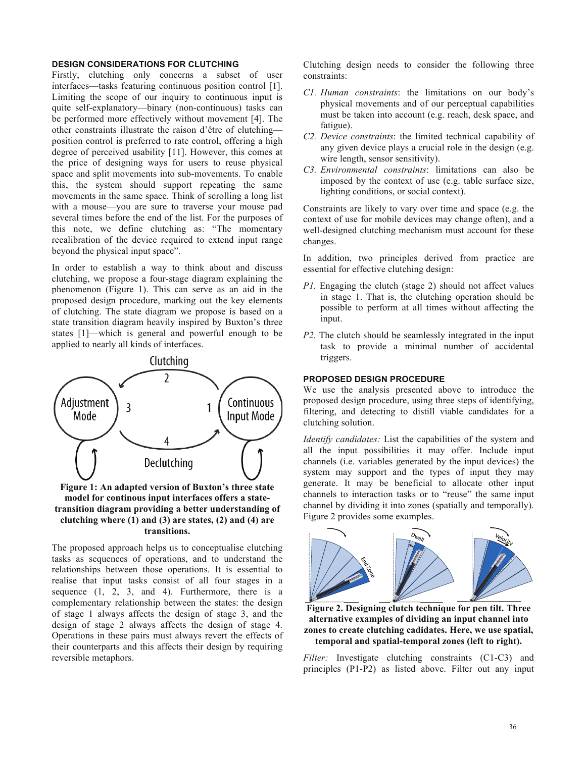## DESIGN CONSIDERATIONS FOR CLUTCHING

Firstly, clutching only concerns a subset of user interfaces—tasks featuring continuous position control [1]. Limiting the scope of our inquiry to continuous input is quite self-explanatory—binary (non-continuous) tasks can be performed more effectively without movement [4]. The other constraints illustrate the raison d'être of clutching—position control is preferred to rate control, offering a high degree of perceived usability [11]. However, this comes at the price of designing ways for users to reuse physical space and split movements into sub-movements. To enable this, the system should support repeating the same movements in the same space. Think of scrolling a long list with a mouse—you are sure to traverse your mouse pad several times before the end of the list. For the purposes of this note, we define clutching as: "The momentary recalibration of the device required to extend input range beyond the physical input space".

In order to establish a way to think about and discuss clutching, we propose a four-stage diagram explaining the phenomenon (Figure 1). This can serve as an aid in the proposed design procedure, marking out the key elements of clutching. The state diagram we propose is based on a state transition diagram heavily inspired by Buxton's three states [1]—which is general and powerful enough to be applied to nearly all kinds of interfaces.

**Figure 1: An adapted version of Buxton's three state model for continous input interfaces offers a state-transition diagram providing a better understanding of clutching where (1) and (3) are states, (2) and (4) are transitions.**

The proposed approach helps us to conceptualise clutching tasks as sequences of operations, and to understand the relationships between those operations. It is essential to realise that input tasks consist of all four stages in a sequence (1, 2, 3, and 4). Furthermore, there is a complementary relationship between the states: the design of stage 1 always affects the design of stage 3, and the design of stage 2 always affects the design of stage 4. Operations in these pairs must always revert the effects of their counterparts and this affects their design by requiring reversible metaphors.

Clutching design needs to consider the following three constraints:

- *C1. Human constraints*: the limitations on our body's physical movements and of our perceptual capabilities must be taken into account (e.g. reach, desk space, and fatigue).
- *C2. Device constraints*: the limited technical capability of any given device plays a crucial role in the design (e.g. wire length, sensor sensitivity).
- *C3. Environmental constraints*: limitations can also be imposed by the context of use (e.g. table surface size, lighting conditions, or social context).

Constraints are likely to vary over time and space (e.g. the context of use for mobile devices may change often), and a well-designed clutching mechanism must account for these changes.

In addition, two principles derived from practice are essential for effective clutching design:

- *P1.* Engaging the clutch (stage 2) should not affect values in stage 1. That is, the clutching operation should be possible to perform at all times without affecting the input.
- *P2.* The clutch should be seamlessly integrated in the input task to provide a minimal number of accidental triggers.

## PROPOSED DESIGN PROCEDURE

We use the analysis presented above to introduce the proposed design procedure, using three steps of identifying, filtering, and detecting to distill viable candidates for a clutching solution.

*Identify candidates:* List the capabilities of the system and all the input possibilities it may offer. Include input channels (i.e. variables generated by the input devices) the system may support and the types of input they may generate. It may be beneficial to allocate other input channels to interaction tasks or to "reuse" the same input channel by dividing it into zones (spatially and temporally). Figure 2 provides some examples.

**Figure 2. Designing clutch technique for pen tilt. Three alternative examples of dividing an input channel into zones to create clutching cadidates. Here, we use spatial, temporal and spatial-temporal zones (left to right).**

*Filter:* Investigate clutching constraints (C1-C3) and principles (P1-P2) as listed above. Filter out any input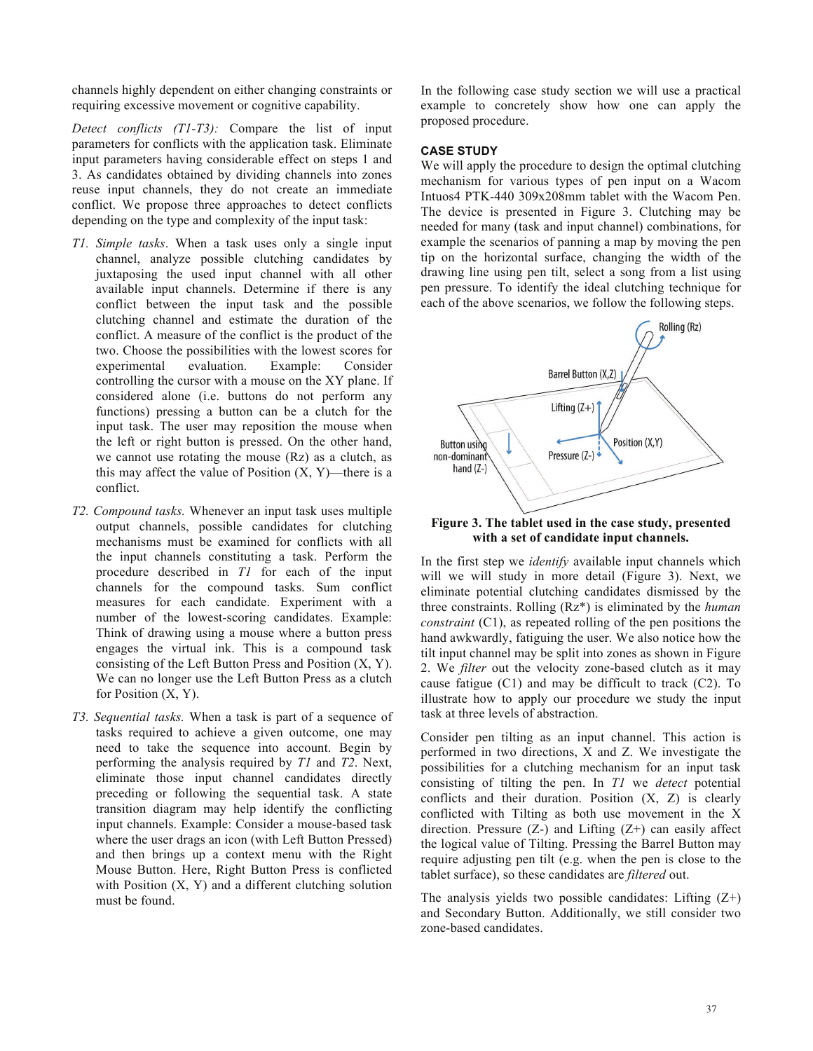channels highly dependent on either changing constraints or requiring excessive movement or cognitive capability.

*Detect conflicts (T1-T3):* Compare the list of input parameters for conflicts with the application task. Eliminate input parameters having considerable effect on steps 1 and 3. As candidates obtained by dividing channels into zones reuse input channels, they do not create an immediate conflict. We propose three approaches to detect conflicts depending on the type and complexity of the input task:

- *T1. Simple tasks*. When a task uses only a single input channel, analyze possible clutching candidates by juxtaposing the used input channel with all other available input channels. Determine if there is any conflict between the input task and the possible clutching channel and estimate the duration of the conflict. A measure of the conflict is the product of the two. Choose the possibilities with the lowest scores for experimental evaluation. Example: Consider controlling the cursor with a mouse on the XY plane. If considered alone (i.e. buttons do not perform any functions) pressing a button can be a clutch for the input task. The user may reposition the mouse when the left or right button is pressed. On the other hand, we cannot use rotating the mouse (Rz) as a clutch, as this may affect the value of Position (X, Y)—there is a conflict.
- *T2. Compound tasks.* Whenever an input task uses multiple output channels, possible candidates for clutching mechanisms must be examined for conflicts with all the input channels constituting a task. Perform the procedure described in *T1* for each of the input channels for the compound tasks. Sum conflict measures for each candidate. Experiment with a number of the lowest-scoring candidates. Example: Think of drawing using a mouse where a button press engages the virtual ink. This is a compound task consisting of the Left Button Press and Position (X, Y). We can no longer use the Left Button Press as a clutch for Position (X, Y).
- *T3. Sequential tasks.* When a task is part of a sequence of tasks required to achieve a given outcome, one may need to take the sequence into account. Begin by performing the analysis required by *T1* and *T2*. Next, eliminate those input channel candidates directly preceding or following the sequential task. A state transition diagram may help identify the conflicting input channels. Example: Consider a mouse-based task where the user drags an icon (with Left Button Pressed) and then brings up a context menu with the Right Mouse Button. Here, Right Button Press is conflicted with Position (X, Y) and a different clutching solution must be found.

In the following case study section we will use a practical example to concretely show how one can apply the proposed procedure.

## CASE STUDY

We will apply the procedure to design the optimal clutching mechanism for various types of pen input on a Wacom Intuos4 PTK-440 309x208mm tablet with the Wacom Pen. The device is presented in Figure 3. Clutching may be needed for many (task and input channel) combinations, for example the scenarios of panning a map by moving the pen tip on the horizontal surface, changing the width of the drawing line using pen tilt, select a song from a list using pen pressure. To identify the ideal clutching technique for each of the above scenarios, we follow the following steps.

**Figure 3. The tablet used in the case study, presented with a set of candidate input channels.**

In the first step we *identify* available input channels which will we will study in more detail (Figure 3). Next, we eliminate potential clutching candidates dismissed by the three constraints. Rolling (Rz*) is eliminated by the *human constraint* (C1), as repeated rolling of the pen positions the hand awkwardly, fatiguing the user. We also notice how the tilt input channel may be split into zones as shown in Figure 2. We *filter* out the velocity zone-based clutch as it may cause fatigue (C1) and may be difficult to track (C2). To illustrate how to apply our procedure we study the input task at three levels of abstraction.

Consider pen tilting as an input channel. This action is performed in two directions, X and Z. We investigate the possibilities for a clutching mechanism for an input task consisting of tilting the pen. In *T1* we *detect* potential conflicts and their duration. Position (X, Z) is clearly conflicted with Tilting as both use movement in the X direction. Pressure (Z-) and Lifting (Z+) can easily affect the logical value of Tilting. Pressing the Barrel Button may require adjusting pen tilt (e.g. when the pen is close to the tablet surface), so these candidates are *filtered* out.

The analysis yields two possible candidates: Lifting (Z+) and Secondary Button. Additionally, we still consider two zone-based candidates.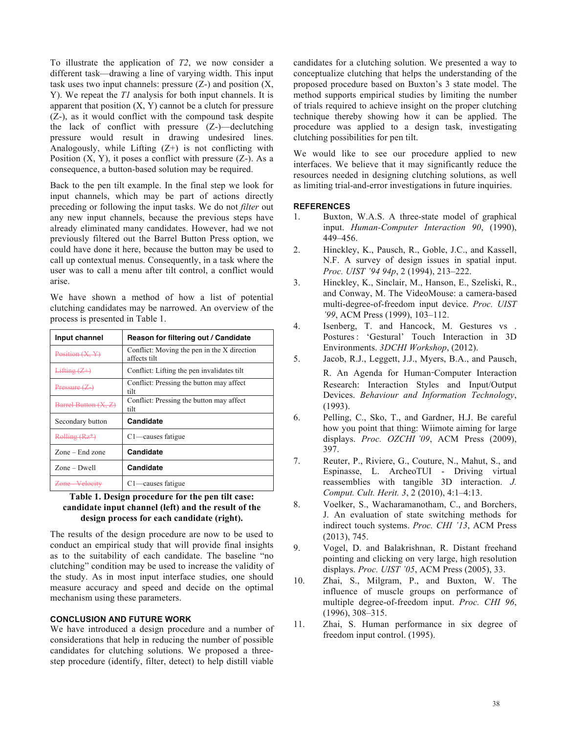To illustrate the application of *T2*, we now consider a different task—drawing a line of varying width. This input task uses two input channels: pressure (Z-) and position (X, Y). We repeat the *T1* analysis for both input channels. It is apparent that position (X, Y) cannot be a clutch for pressure (Z-), as it would conflict with the compound task despite the lack of conflict with pressure (Z-)—declutching pressure would result in drawing undesired lines. Analogously, while Lifting (Z+) is not conflicting with Position (X, Y), it poses a conflict with pressure (Z-). As a consequence, a button-based solution may be required.

Back to the pen tilt example. In the final step we look for input channels, which may be part of actions directly preceding or following the input tasks. We do not *filter* out any new input channels, because the previous steps have already eliminated many candidates. However, had we not previously filtered out the Barrel Button Press option, we could have done it here, because the button may be used to call up contextual menus. Consequently, in a task where the user was to call a menu after tilt control, a conflict would arise.

We have shown a method of how a list of potential clutching candidates may be narrowed. An overview of the process is presented in Table 1.

| Input channel | Reason for filtering out / Candidate |
|---|---|
| ~~Position (X, Y)~~ | Conflict: Moving the pen in the X direction affects tilt |
| ~~Lifting (Z+)~~ | Conflict: Lifting the pen invalidates tilt |
| ~~Pressure (Z-)~~ | Conflict: Pressing the button may affect tilt |
| ~~Barrel Button (X, Z)~~ | Conflict: Pressing the button may affect tilt |
| Secondary button | **Candidate** |
| ~~Rolling (Rz\*)~~ | C1—causes fatigue |
| Zone – End zone | **Candidate** |
| Zone – Dwell | **Candidate** |
| ~~Zone – Velocity~~ | C1—causes fatigue |

**Table 1. Design procedure for the pen tilt case: candidate input channel (left) and the result of the design process for each candidate (right).**

The results of the design procedure are now to be used to conduct an empirical study that will provide final insights as to the suitability of each candidate. The baseline "no clutching" condition may be used to increase the validity of the study. As in most input interface studies, one should measure accuracy and speed and decide on the optimal mechanism using these parameters.

## CONCLUSION AND FUTURE WORK

We have introduced a design procedure and a number of considerations that help in reducing the number of possible candidates for clutching solutions. We proposed a three-step procedure (identify, filter, detect) to help distill viable candidates for a clutching solution. We presented a way to conceptualize clutching that helps the understanding of the proposed procedure based on Buxton's 3 state model. The method supports empirical studies by limiting the number of trials required to achieve insight on the proper clutching technique thereby showing how it can be applied. The procedure was applied to a design task, investigating clutching possibilities for pen tilt.

We would like to see our procedure applied to new interfaces. We believe that it may significantly reduce the resources needed in designing clutching solutions, as well as limiting trial-and-error investigations in future inquiries.

## REFERENCES

1. Buxton, W.A.S. A three-state model of graphical input. *Human-Computer Interaction 90*, (1990), 449–456.
2. Hinckley, K., Pausch, R., Goble, J.C., and Kassell, N.F. A survey of design issues in spatial input. *Proc. UIST '94 94p*, 2 (1994), 213–222.
3. Hinckley, K., Sinclair, M., Hanson, E., Szeliski, R., and Conway, M. The VideoMouse: a camera-based multi-degree-of-freedom input device. *Proc. UIST '99*, ACM Press (1999), 103–112.
4. Isenberg, T. and Hancock, M. Gestures vs . Postures : 'Gestural' Touch Interaction in 3D Environments. *3DCHI Workshop*, (2012).
5. Jacob, R.J., Leggett, J.J., Myers, B.A., and Pausch, R. An Agenda for Human-Computer Interaction Research: Interaction Styles and Input/Output Devices. *Behaviour and Information Technology*, (1993).
6. Pelling, C., Sko, T., and Gardner, H.J. Be careful how you point that thing: Wiimote aiming for large displays. *Proc. OZCHI '09*, ACM Press (2009), 397.
7. Reuter, P., Riviere, G., Couture, N., Mahut, S., and Espinasse, L. ArcheoTUI - Driving virtual reassemblies with tangible 3D interaction. *J. Comput. Cult. Herit. 3*, 2 (2010), 4:1–4:13.
8. Voelker, S., Wacharamanotham, C., and Borchers, J. An evaluation of state switching methods for indirect touch systems. *Proc. CHI '13*, ACM Press (2013), 745.
9. Vogel, D. and Balakrishnan, R. Distant freehand pointing and clicking on very large, high resolution displays. *Proc. UIST '05*, ACM Press (2005), 33.
10. Zhai, S., Milgram, P., and Buxton, W. The influence of muscle groups on performance of multiple degree-of-freedom input. *Proc. CHI 96*, (1996), 308–315.
11. Zhai, S. Human performance in six degree of freedom input control. (1995).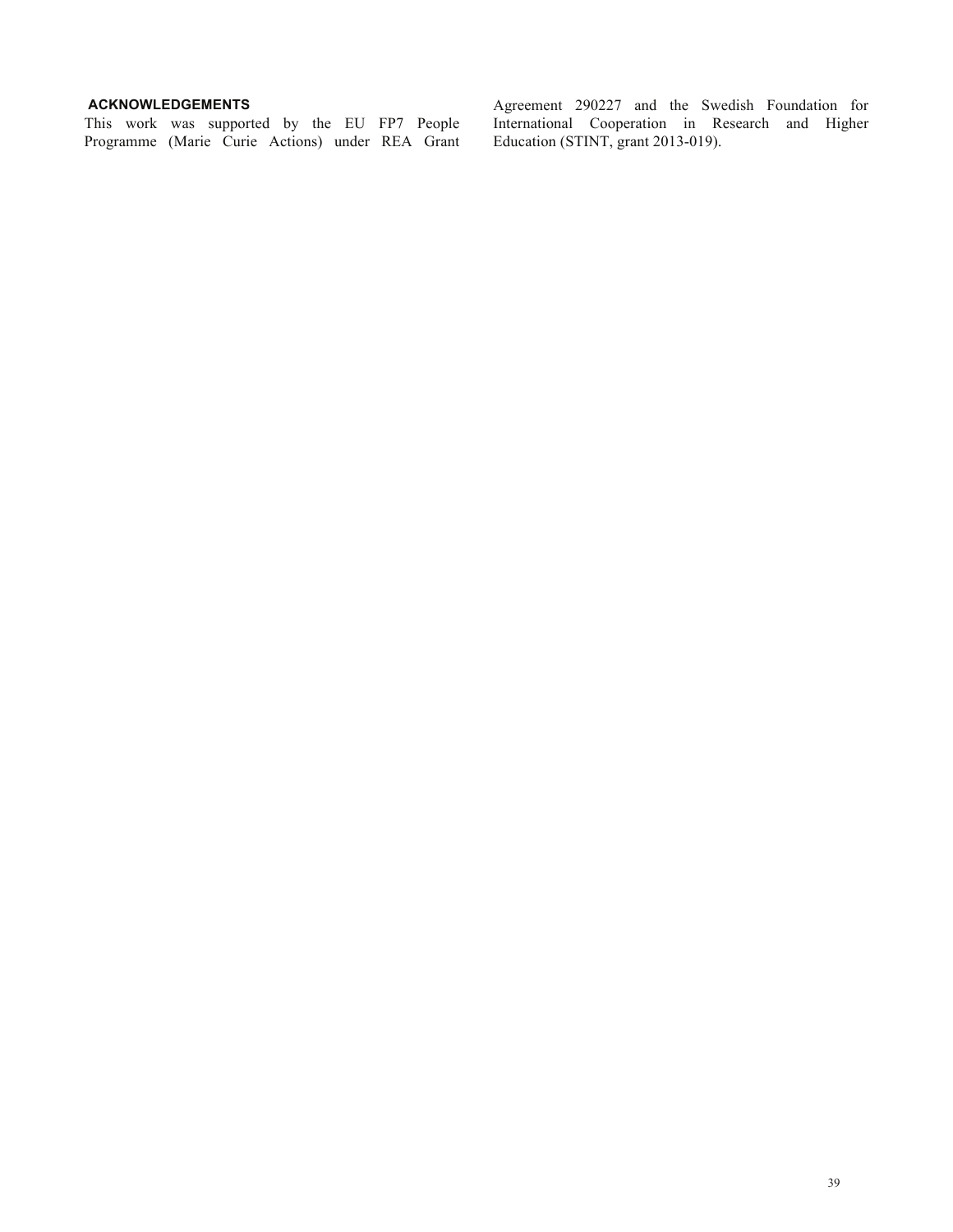## ACKNOWLEDGEMENTS

This work was supported by the EU FP7 People Programme (Marie Curie Actions) under REA Grant Agreement 290227 and the Swedish Foundation for International Cooperation in Research and Higher Education (STINT, grant 2013-019).